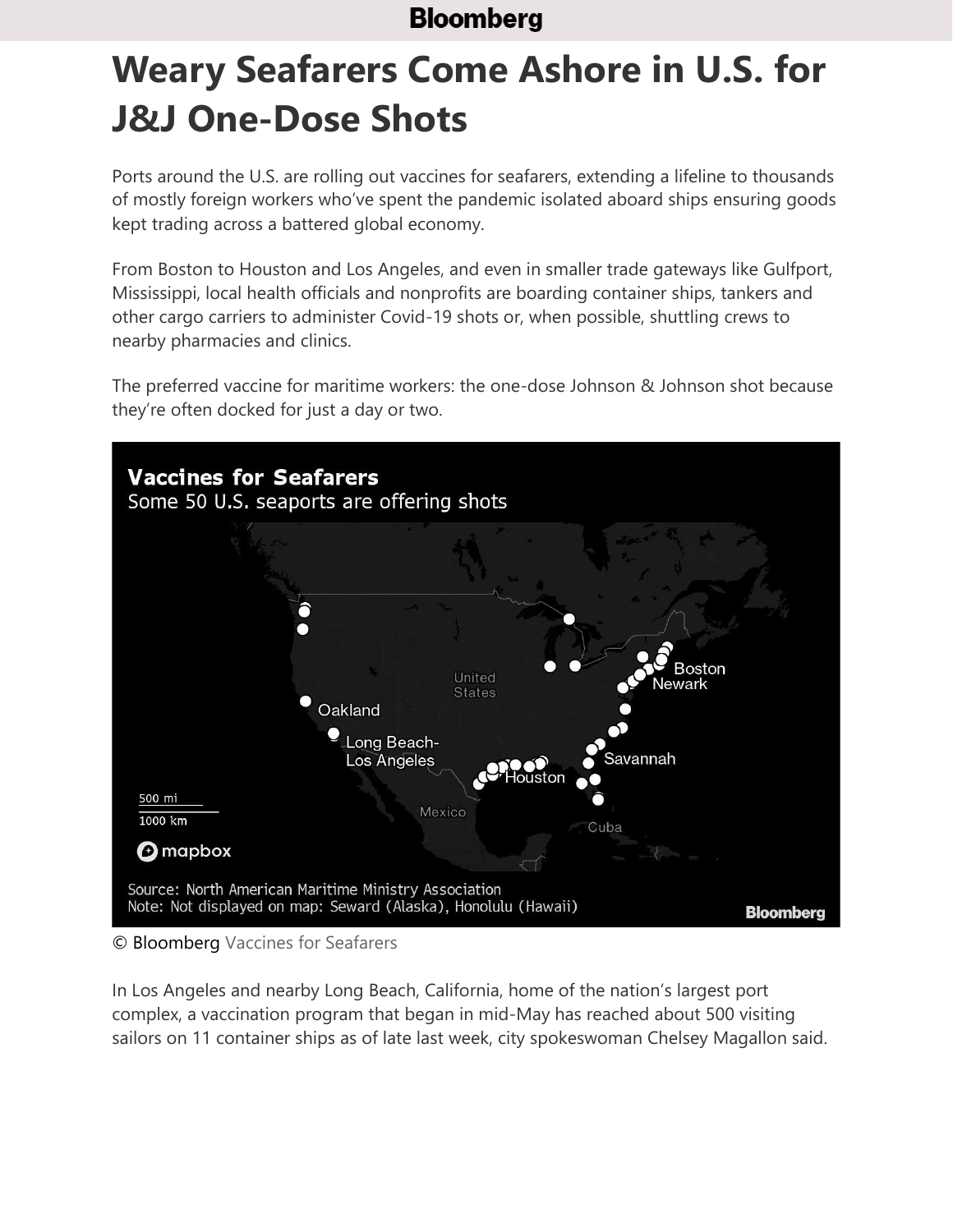Bloomberg

# Weary Seafarers Come Ashore in U.S. for J&J One-Dose Shots

Ports around the U.S. are rolling out vaccines for seafarers, extending a lifeline to thousands of mostly foreign workers who've spent the pandemic isolated aboard ships ensuring goods kept trading across a battered global economy.

From Boston to Houston and Los Angeles, and even in smaller trade gateways like Gulfport, Mississippi, local health officials and nonprofits are boarding container ships, tankers and other cargo carriers to administer Covid-19 shots or, when possible, shuttling crews to nearby pharmacies and clinics.

The preferred vaccine for maritime workers: the one-dose Johnson & Johnson shot because they're often docked for just a day or two.

**Vaccines for Seafarers**
Some 50 U.S. seaports are offering shots

Boston
Newark
Oakland
Long Beach-Los Angeles
Houston
Savannah
United States
Mexico
Cuba
500 mi
1000 km
mapbox

Source: North American Maritime Ministry Association
Note: Not displayed on map: Seward (Alaska), Honolulu (Hawaii)

Bloomberg

© Bloomberg Vaccines for Seafarers

In Los Angeles and nearby Long Beach, California, home of the nation's largest port complex, a vaccination program that began in mid-May has reached about 500 visiting sailors on 11 container ships as of late last week, city spokeswoman Chelsey Magallon said.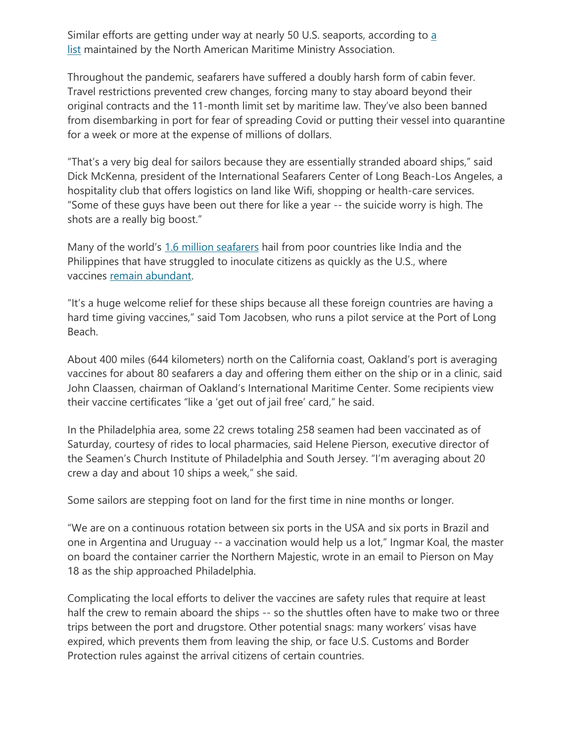Similar efforts are getting under way at nearly 50 U.S. seaports, according to a list maintained by the North American Maritime Ministry Association.

Throughout the pandemic, seafarers have suffered a doubly harsh form of cabin fever. Travel restrictions prevented crew changes, forcing many to stay aboard beyond their original contracts and the 11-month limit set by maritime law. They've also been banned from disembarking in port for fear of spreading Covid or putting their vessel into quarantine for a week or more at the expense of millions of dollars.

"That's a very big deal for sailors because they are essentially stranded aboard ships," said Dick McKenna, president of the International Seafarers Center of Long Beach-Los Angeles, a hospitality club that offers logistics on land like Wifi, shopping or health-care services. "Some of these guys have been out there for like a year -- the suicide worry is high. The shots are a really big boost."

Many of the world's 1.6 million seafarers hail from poor countries like India and the Philippines that have struggled to inoculate citizens as quickly as the U.S., where vaccines remain abundant.

"It's a huge welcome relief for these ships because all these foreign countries are having a hard time giving vaccines," said Tom Jacobsen, who runs a pilot service at the Port of Long Beach.

About 400 miles (644 kilometers) north on the California coast, Oakland's port is averaging vaccines for about 80 seafarers a day and offering them either on the ship or in a clinic, said John Claassen, chairman of Oakland's International Maritime Center. Some recipients view their vaccine certificates "like a 'get out of jail free' card," he said.

In the Philadelphia area, some 22 crews totaling 258 seamen had been vaccinated as of Saturday, courtesy of rides to local pharmacies, said Helene Pierson, executive director of the Seamen's Church Institute of Philadelphia and South Jersey. "I'm averaging about 20 crew a day and about 10 ships a week," she said.

Some sailors are stepping foot on land for the first time in nine months or longer.

"We are on a continuous rotation between six ports in the USA and six ports in Brazil and one in Argentina and Uruguay -- a vaccination would help us a lot," Ingmar Koal, the master on board the container carrier the Northern Majestic, wrote in an email to Pierson on May 18 as the ship approached Philadelphia.

Complicating the local efforts to deliver the vaccines are safety rules that require at least half the crew to remain aboard the ships -- so the shuttles often have to make two or three trips between the port and drugstore. Other potential snags: many workers' visas have expired, which prevents them from leaving the ship, or face U.S. Customs and Border Protection rules against the arrival citizens of certain countries.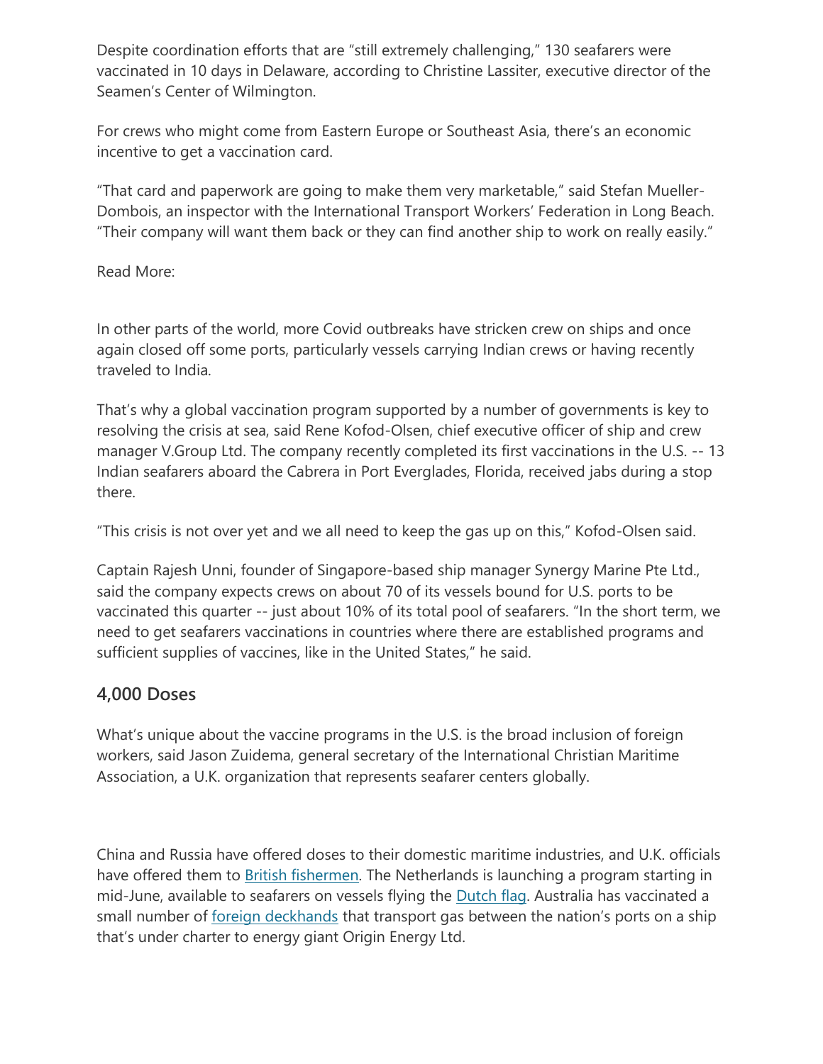Despite coordination efforts that are "still extremely challenging," 130 seafarers were vaccinated in 10 days in Delaware, according to Christine Lassiter, executive director of the Seamen's Center of Wilmington.

For crews who might come from Eastern Europe or Southeast Asia, there's an economic incentive to get a vaccination card.

"That card and paperwork are going to make them very marketable," said Stefan Mueller-Dombois, an inspector with the International Transport Workers' Federation in Long Beach. "Their company will want them back or they can find another ship to work on really easily."

Read More:

In other parts of the world, more Covid outbreaks have stricken crew on ships and once again closed off some ports, particularly vessels carrying Indian crews or having recently traveled to India.

That's why a global vaccination program supported by a number of governments is key to resolving the crisis at sea, said Rene Kofod-Olsen, chief executive officer of ship and crew manager V.Group Ltd. The company recently completed its first vaccinations in the U.S. -- 13 Indian seafarers aboard the Cabrera in Port Everglades, Florida, received jabs during a stop there.

"This crisis is not over yet and we all need to keep the gas up on this," Kofod-Olsen said.

Captain Rajesh Unni, founder of Singapore-based ship manager Synergy Marine Pte Ltd., said the company expects crews on about 70 of its vessels bound for U.S. ports to be vaccinated this quarter -- just about 10% of its total pool of seafarers. "In the short term, we need to get seafarers vaccinations in countries where there are established programs and sufficient supplies of vaccines, like in the United States," he said.

## 4,000 Doses

What's unique about the vaccine programs in the U.S. is the broad inclusion of foreign workers, said Jason Zuidema, general secretary of the International Christian Maritime Association, a U.K. organization that represents seafarer centers globally.

China and Russia have offered doses to their domestic maritime industries, and U.K. officials have offered them to British fishermen. The Netherlands is launching a program starting in mid-June, available to seafarers on vessels flying the Dutch flag. Australia has vaccinated a small number of foreign deckhands that transport gas between the nation's ports on a ship that's under charter to energy giant Origin Energy Ltd.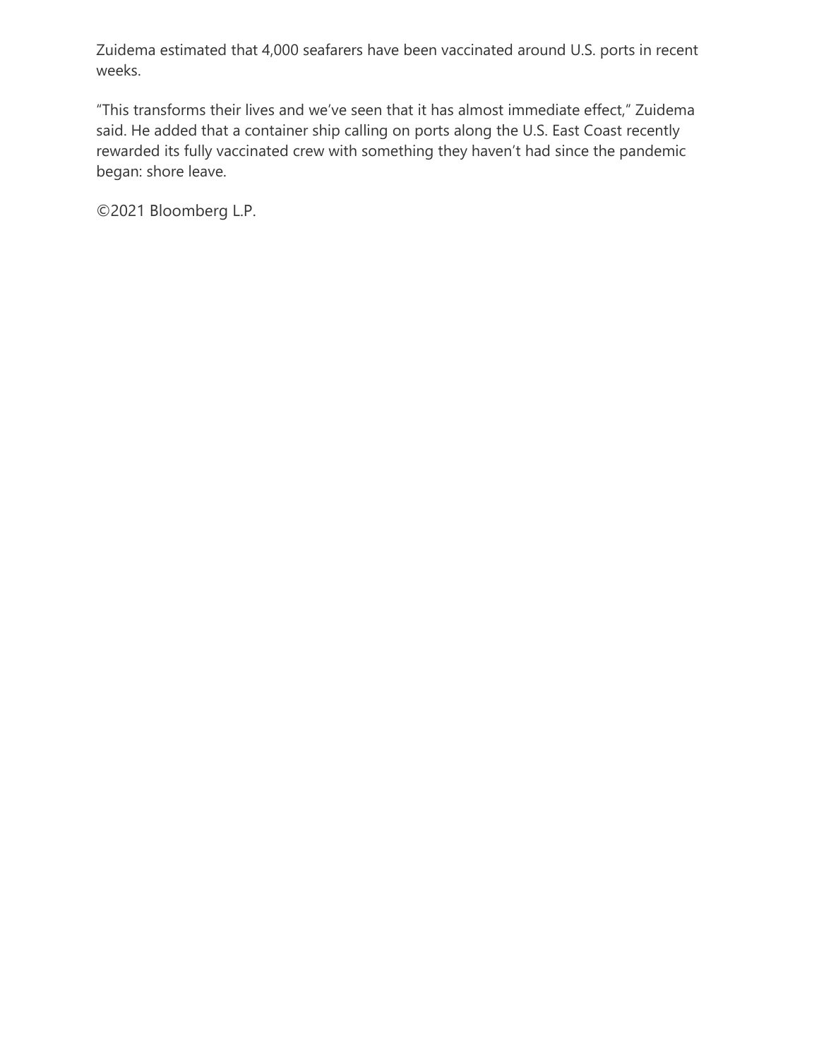Zuidema estimated that 4,000 seafarers have been vaccinated around U.S. ports in recent weeks.

"This transforms their lives and we've seen that it has almost immediate effect," Zuidema said. He added that a container ship calling on ports along the U.S. East Coast recently rewarded its fully vaccinated crew with something they haven't had since the pandemic began: shore leave.

©2021 Bloomberg L.P.